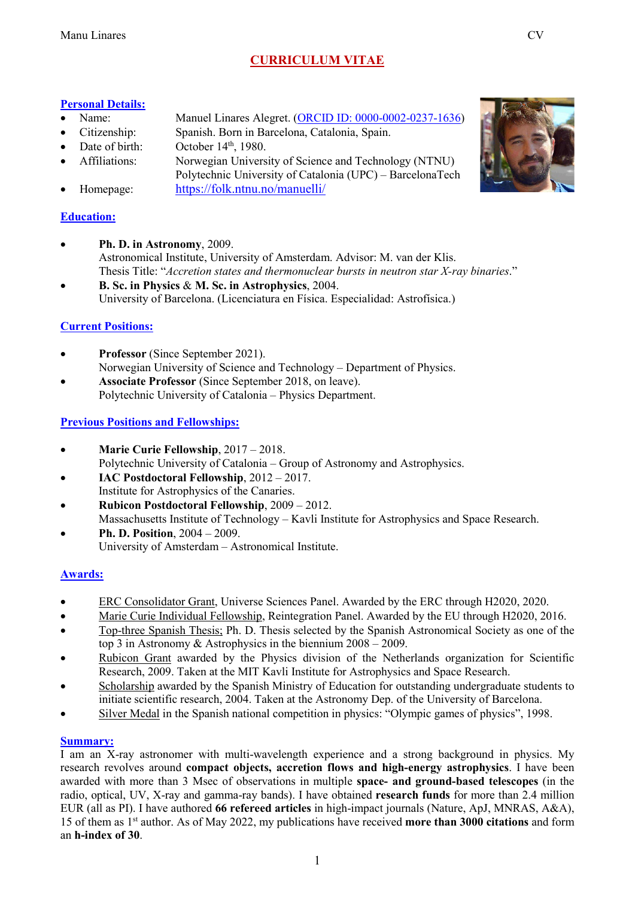# CURRICULUM VITAE

## Personal Details:

- Name: Manuel Linares Alegret. (ORCID ID: 0000-0002-0237-1636)
- Citizenship: Spanish. Born in Barcelona, Catalonia, Spain.
- Date of birth: October 14th, 1980.
- Affiliations: Norwegian University of Science and Technology (NTNU)
  Polytechnic University of Catalonia (UPC) – BarcelonaTech
- Homepage: https://folk.ntnu.no/manuelli/

## Education:

- **Ph. D. in Astronomy**, 2009.
  Astronomical Institute, University of Amsterdam. Advisor: M. van der Klis.
  Thesis Title: "*Accretion states and thermonuclear bursts in neutron star X-ray binaries*."
- **B. Sc. in Physics** & **M. Sc. in Astrophysics**, 2004.
  University of Barcelona. (Licenciatura en Física. Especialidad: Astrofísica.)

## Current Positions:

- **Professor** (Since September 2021).
  Norwegian University of Science and Technology – Department of Physics.
- **Associate Professor** (Since September 2018, on leave).
  Polytechnic University of Catalonia – Physics Department.

## Previous Positions and Fellowships:

- **Marie Curie Fellowship**, 2017 – 2018.
  Polytechnic University of Catalonia – Group of Astronomy and Astrophysics.
- **IAC Postdoctoral Fellowship**, 2012 – 2017.
  Institute for Astrophysics of the Canaries.
- **Rubicon Postdoctoral Fellowship**, 2009 – 2012.
  Massachusetts Institute of Technology – Kavli Institute for Astrophysics and Space Research.
- **Ph. D. Position**, 2004 – 2009.
  University of Amsterdam – Astronomical Institute.

## Awards:

- ERC Consolidator Grant, Universe Sciences Panel. Awarded by the ERC through H2020, 2020.
- Marie Curie Individual Fellowship, Reintegration Panel. Awarded by the EU through H2020, 2016.
- Top-three Spanish Thesis; Ph. D. Thesis selected by the Spanish Astronomical Society as one of the top 3 in Astronomy & Astrophysics in the biennium 2008 – 2009.
- Rubicon Grant awarded by the Physics division of the Netherlands organization for Scientific Research, 2009. Taken at the MIT Kavli Institute for Astrophysics and Space Research.
- Scholarship awarded by the Spanish Ministry of Education for outstanding undergraduate students to initiate scientific research, 2004. Taken at the Astronomy Dep. of the University of Barcelona.
- Silver Medal in the Spanish national competition in physics: "Olympic games of physics", 1998.

## Summary:

I am an X-ray astronomer with multi-wavelength experience and a strong background in physics. My research revolves around **compact objects, accretion flows and high-energy astrophysics**. I have been awarded with more than 3 Msec of observations in multiple **space- and ground-based telescopes** (in the radio, optical, UV, X-ray and gamma-ray bands). I have obtained **research funds** for more than 2.4 million EUR (all as PI). I have authored **66 refereed articles** in high-impact journals (Nature, ApJ, MNRAS, A&A), 15 of them as 1st author. As of May 2022, my publications have received **more than 3000 citations** and form an **h-index of 30**.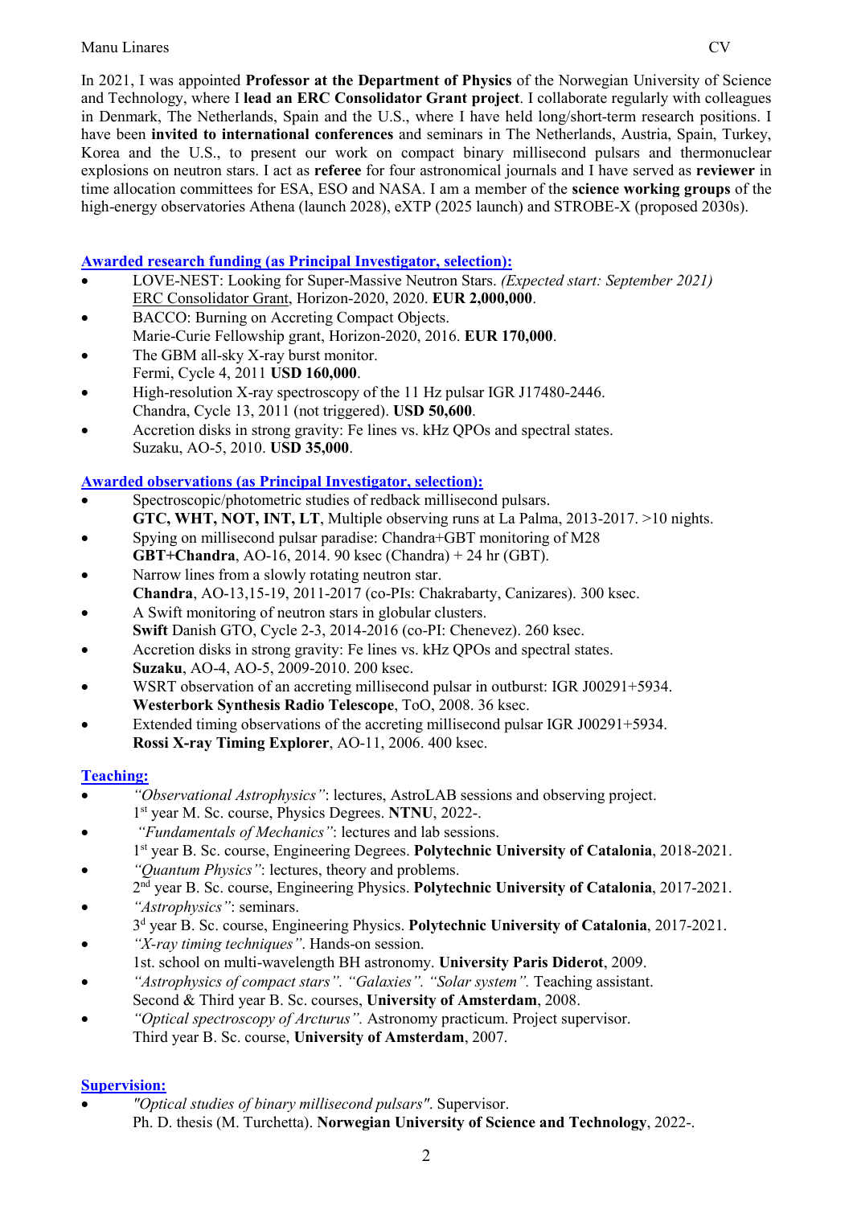In 2021, I was appointed **Professor at the Department of Physics** of the Norwegian University of Science and Technology, where I **lead an ERC Consolidator Grant project**. I collaborate regularly with colleagues in Denmark, The Netherlands, Spain and the U.S., where I have held long/short-term research positions. I have been **invited to international conferences** and seminars in The Netherlands, Austria, Spain, Turkey, Korea and the U.S., to present our work on compact binary millisecond pulsars and thermonuclear explosions on neutron stars. I act as **referee** for four astronomical journals and I have served as **reviewer** in time allocation committees for ESA, ESO and NASA. I am a member of the **science working groups** of the high-energy observatories Athena (launch 2028), eXTP (2025 launch) and STROBE-X (proposed 2030s).

## Awarded research funding (as Principal Investigator, selection):

- LOVE-NEST: Looking for Super-Massive Neutron Stars. *(Expected start: September 2021)*
  ERC Consolidator Grant, Horizon-2020, 2020. **EUR 2,000,000**.
- BACCO: Burning on Accreting Compact Objects.
  Marie-Curie Fellowship grant, Horizon-2020, 2016. **EUR 170,000**.
- The GBM all-sky X-ray burst monitor.
  Fermi, Cycle 4, 2011 **USD 160,000**.
- High-resolution X-ray spectroscopy of the 11 Hz pulsar IGR J17480-2446.
  Chandra, Cycle 13, 2011 (not triggered). **USD 50,600**.
- Accretion disks in strong gravity: Fe lines vs. kHz QPOs and spectral states.
  Suzaku, AO-5, 2010. **USD 35,000**.

## Awarded observations (as Principal Investigator, selection):

- Spectroscopic/photometric studies of redback millisecond pulsars.
  **GTC, WHT, NOT, INT, LT**, Multiple observing runs at La Palma, 2013-2017. >10 nights.
- Spying on millisecond pulsar paradise: Chandra+GBT monitoring of M28
  **GBT+Chandra**, AO-16, 2014. 90 ksec (Chandra) + 24 hr (GBT).
- Narrow lines from a slowly rotating neutron star.
  **Chandra**, AO-13,15-19, 2011-2017 (co-PIs: Chakrabarty, Canizares). 300 ksec.
- A Swift monitoring of neutron stars in globular clusters.
  **Swift** Danish GTO, Cycle 2-3, 2014-2016 (co-PI: Chenevez). 260 ksec.
- Accretion disks in strong gravity: Fe lines vs. kHz QPOs and spectral states.
  **Suzaku**, AO-4, AO-5, 2009-2010. 200 ksec.
- WSRT observation of an accreting millisecond pulsar in outburst: IGR J00291+5934.
  **Westerbork Synthesis Radio Telescope**, ToO, 2008. 36 ksec.
- Extended timing observations of the accreting millisecond pulsar IGR J00291+5934.
  **Rossi X-ray Timing Explorer**, AO-11, 2006. 400 ksec.

## Teaching:

- *"Observational Astrophysics"*: lectures, AstroLAB sessions and observing project.
  1st year M. Sc. course, Physics Degrees. **NTNU**, 2022-.
- *"Fundamentals of Mechanics"*: lectures and lab sessions.
  1st year B. Sc. course, Engineering Degrees. **Polytechnic University of Catalonia**, 2018-2021.
- *"Quantum Physics"*: lectures, theory and problems.
  2nd year B. Sc. course, Engineering Physics. **Polytechnic University of Catalonia**, 2017-2021.
- *"Astrophysics"*: seminars.
  3d year B. Sc. course, Engineering Physics. **Polytechnic University of Catalonia**, 2017-2021.
- *"X-ray timing techniques"*. Hands-on session.
  1st. school on multi-wavelength BH astronomy. **University Paris Diderot**, 2009.
- *"Astrophysics of compact stars"*. *"Galaxies"*. *"Solar system"*. Teaching assistant.
  Second & Third year B. Sc. courses, **University of Amsterdam**, 2008.
- *"Optical spectroscopy of Arcturus"*. Astronomy practicum. Project supervisor.
  Third year B. Sc. course, **University of Amsterdam**, 2007.

## Supervision:

- *"Optical studies of binary millisecond pulsars"*. Supervisor.
  Ph. D. thesis (M. Turchetta). **Norwegian University of Science and Technology**, 2022-.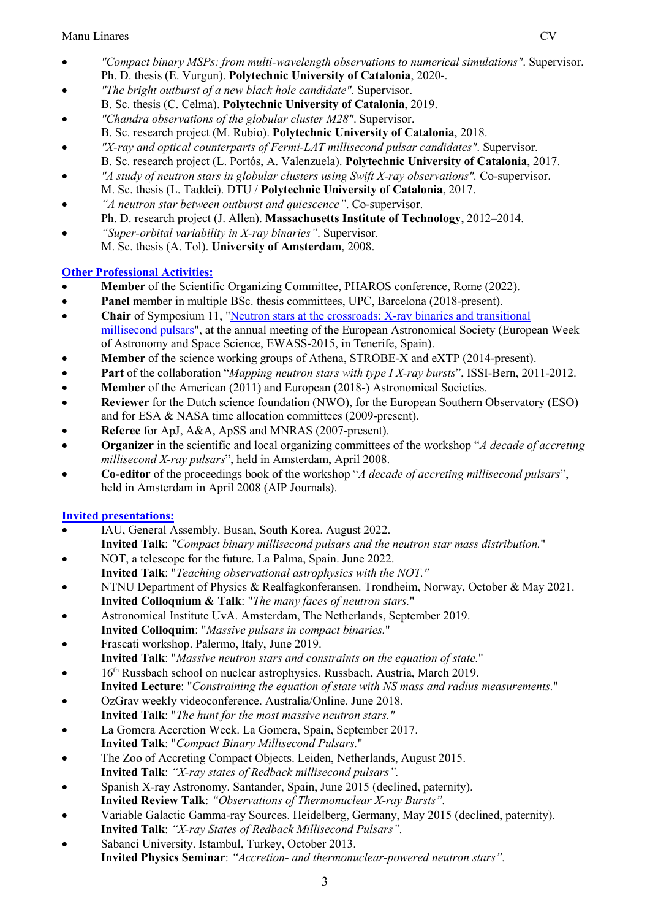- *"Compact binary MSPs: from multi-wavelength observations to numerical simulations"*. Supervisor. Ph. D. thesis (E. Vurgun). **Polytechnic University of Catalonia**, 2020-.
- *"The bright outburst of a new black hole candidate"*. Supervisor. B. Sc. thesis (C. Celma). **Polytechnic University of Catalonia**, 2019.
- *"Chandra observations of the globular cluster M28"*. Supervisor. B. Sc. research project (M. Rubio). **Polytechnic University of Catalonia**, 2018.
- *"X-ray and optical counterparts of Fermi-LAT millisecond pulsar candidates"*. Supervisor. B. Sc. research project (L. Portós, A. Valenzuela). **Polytechnic University of Catalonia**, 2017.
- *"A study of neutron stars in globular clusters using Swift X-ray observations"*. Co-supervisor. M. Sc. thesis (L. Taddei). DTU / **Polytechnic University of Catalonia**, 2017.
- *"A neutron star between outburst and quiescence"*. Co-supervisor. Ph. D. research project (J. Allen). **Massachusetts Institute of Technology**, 2012–2014.
- *"Super-orbital variability in X-ray binaries"*. Supervisor. M. Sc. thesis (A. Tol). **University of Amsterdam**, 2008.

## Other Professional Activities:

- **Member** of the Scientific Organizing Committee, PHAROS conference, Rome (2022).
- **Panel** member in multiple BSc. thesis committees, UPC, Barcelona (2018-present).
- **Chair** of Symposium 11, "Neutron stars at the crossroads: X-ray binaries and transitional millisecond pulsars", at the annual meeting of the European Astronomical Society (European Week of Astronomy and Space Science, EWASS-2015, in Tenerife, Spain).
- **Member** of the science working groups of Athena, STROBE-X and eXTP (2014-present).
- **Part** of the collaboration "*Mapping neutron stars with type I X-ray bursts*", ISSI-Bern, 2011-2012.
- **Member** of the American (2011) and European (2018-) Astronomical Societies.
- **Reviewer** for the Dutch science foundation (NWO), for the European Southern Observatory (ESO) and for ESA & NASA time allocation committees (2009-present).
- **Referee** for ApJ, A&A, ApSS and MNRAS (2007-present).
- **Organizer** in the scientific and local organizing committees of the workshop "*A decade of accreting millisecond X-ray pulsars*", held in Amsterdam, April 2008.
- **Co-editor** of the proceedings book of the workshop "*A decade of accreting millisecond pulsars*", held in Amsterdam in April 2008 (AIP Journals).

## Invited presentations:

- IAU, General Assembly. Busan, South Korea. August 2022.
  **Invited Talk**: *"Compact binary millisecond pulsars and the neutron star mass distribution."*
- NOT, a telescope for the future. La Palma, Spain. June 2022.
  **Invited Talk**: "*Teaching observational astrophysics with the NOT."*
- NTNU Department of Physics & Realfagkonferansen. Trondheim, Norway, October & May 2021.
  **Invited Colloquium & Talk**: "*The many faces of neutron stars.*"
- Astronomical Institute UvA. Amsterdam, The Netherlands, September 2019.
  **Invited Colloquim**: "*Massive pulsars in compact binaries.*"
- Frascati workshop. Palermo, Italy, June 2019.
  **Invited Talk**: "*Massive neutron stars and constraints on the equation of state.*"
- 16th Russbach school on nuclear astrophysics. Russbach, Austria, March 2019.
  **Invited Lecture**: "*Constraining the equation of state with NS mass and radius measurements.*"
- OzGrav weekly videoconference. Australia/Online. June 2018.
  **Invited Talk**: "*The hunt for the most massive neutron stars."*
- La Gomera Accretion Week. La Gomera, Spain, September 2017.
  **Invited Talk**: "*Compact Binary Millisecond Pulsars.*"
- The Zoo of Accreting Compact Objects. Leiden, Netherlands, August 2015.
  **Invited Talk**: *"X-ray states of Redback millisecond pulsars".*
- Spanish X-ray Astronomy. Santander, Spain, June 2015 (declined, paternity).
  **Invited Review Talk**: *"Observations of Thermonuclear X-ray Bursts".*
- Variable Galactic Gamma-ray Sources. Heidelberg, Germany, May 2015 (declined, paternity).
  **Invited Talk**: *"X-ray States of Redback Millisecond Pulsars".*
- Sabanci University. Istambul, Turkey, October 2013.
  **Invited Physics Seminar**: *"Accretion- and thermonuclear-powered neutron stars".*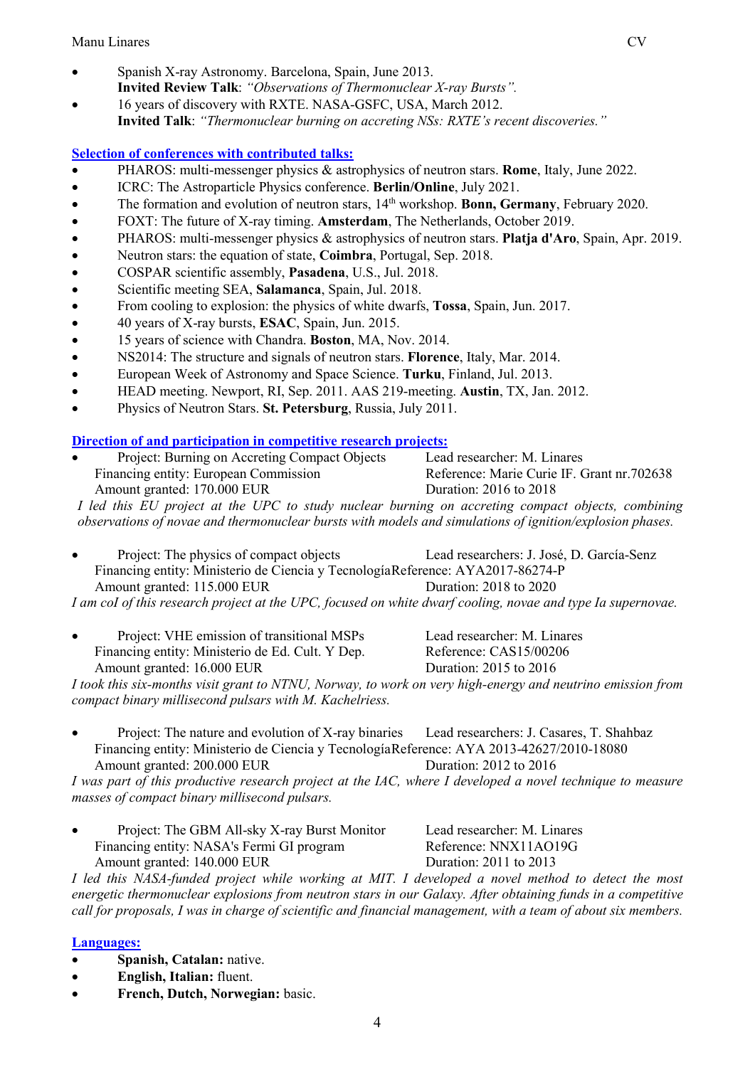- Spanish X-ray Astronomy. Barcelona, Spain, June 2013.
  **Invited Review Talk**: *"Observations of Thermonuclear X-ray Bursts".*
- 16 years of discovery with RXTE. NASA-GSFC, USA, March 2012.
  **Invited Talk**: *"Thermonuclear burning on accreting NSs: RXTE's recent discoveries."*

## Selection of conferences with contributed talks:

- PHAROS: multi-messenger physics & astrophysics of neutron stars. **Rome**, Italy, June 2022.
- ICRC: The Astroparticle Physics conference. **Berlin/Online**, July 2021.
- The formation and evolution of neutron stars, 14th workshop. **Bonn, Germany**, February 2020.
- FOXT: The future of X-ray timing. **Amsterdam**, The Netherlands, October 2019.
- PHAROS: multi-messenger physics & astrophysics of neutron stars. **Platja d'Aro**, Spain, Apr. 2019.
- Neutron stars: the equation of state, **Coimbra**, Portugal, Sep. 2018.
- COSPAR scientific assembly, **Pasadena**, U.S., Jul. 2018.
- Scientific meeting SEA, **Salamanca**, Spain, Jul. 2018.
- From cooling to explosion: the physics of white dwarfs, **Tossa**, Spain, Jun. 2017.
- 40 years of X-ray bursts, **ESAC**, Spain, Jun. 2015.
- 15 years of science with Chandra. **Boston**, MA, Nov. 2014.
- NS2014: The structure and signals of neutron stars. **Florence**, Italy, Mar. 2014.
- European Week of Astronomy and Space Science. **Turku**, Finland, Jul. 2013.
- HEAD meeting. Newport, RI, Sep. 2011. AAS 219-meeting. **Austin**, TX, Jan. 2012.
- Physics of Neutron Stars. **St. Petersburg**, Russia, July 2011.

## Direction of and participation in competitive research projects:

- Project: Burning on Accreting Compact Objects — Lead researcher: M. Linares
  Financing entity: European Commission — Reference: Marie Curie IF. Grant nr.702638
  Amount granted: 170.000 EUR — Duration: 2016 to 2018

*I led this EU project at the UPC to study nuclear burning on accreting compact objects, combining observations of novae and thermonuclear bursts with models and simulations of ignition/explosion phases.*

- Project: The physics of compact objects — Lead researchers: J. José, D. García-Senz
  Financing entity: Ministerio de Ciencia y Tecnología — Reference: AYA2017-86274-P
  Amount granted: 115.000 EUR — Duration: 2018 to 2020

*I am coI of this research project at the UPC, focused on white dwarf cooling, novae and type Ia supernovae.*

- Project: VHE emission of transitional MSPs — Lead researcher: M. Linares
  Financing entity: Ministerio de Ed. Cult. Y Dep. — Reference: CAS15/00206
  Amount granted: 16.000 EUR — Duration: 2015 to 2016

*I took this six-months visit grant to NTNU, Norway, to work on very high-energy and neutrino emission from compact binary millisecond pulsars with M. Kachelriess.*

- Project: The nature and evolution of X-ray binaries — Lead researchers: J. Casares, T. Shahbaz
  Financing entity: Ministerio de Ciencia y Tecnología — Reference: AYA 2013-42627/2010-18080
  Amount granted: 200.000 EUR — Duration: 2012 to 2016

*I was part of this productive research project at the IAC, where I developed a novel technique to measure masses of compact binary millisecond pulsars.*

- Project: The GBM All-sky X-ray Burst Monitor — Lead researcher: M. Linares
  Financing entity: NASA's Fermi GI program — Reference: NNX11AO19G
  Amount granted: 140.000 EUR — Duration: 2011 to 2013

*I led this NASA-funded project while working at MIT. I developed a novel method to detect the most energetic thermonuclear explosions from neutron stars in our Galaxy. After obtaining funds in a competitive call for proposals, I was in charge of scientific and financial management, with a team of about six members.*

## Languages:

- **Spanish, Catalan:** native.
- **English, Italian:** fluent.
- **French, Dutch, Norwegian:** basic.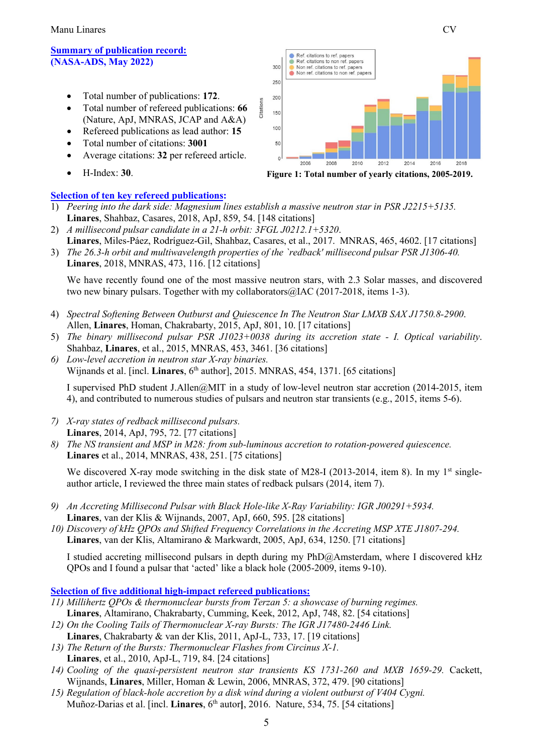**Summary of publication record:**
**(NASA-ADS, May 2022)**

- Total number of publications: **172**.
- Total number of refereed publications: **66** (Nature, ApJ, MNRAS, JCAP and A&A)
- Refereed publications as lead author: **15**
- Total number of citations: **3001**
- Average citations: **32** per refereed article.
- H-Index: **30**.

**Figure 1: Total number of yearly citations, 2005-2019.**

**Selection of ten key refereed publications:**

1) *Peering into the dark side: Magnesium lines establish a massive neutron star in PSR J2215+5135.*
   **Linares**, Shahbaz, Casares, 2018, ApJ, 859, 54. [148 citations]
2) *A millisecond pulsar candidate in a 21-h orbit: 3FGL J0212.1+5320.*
   **Linares**, Miles-Páez, Rodríguez-Gil, Shahbaz, Casares, et al., 2017. MNRAS, 465, 4602. [17 citations]
3) *The 26.3-h orbit and multiwavelength properties of the `redback' millisecond pulsar PSR J1306-40.*
   **Linares**, 2018, MNRAS, 473, 116. [12 citations]

   We have recently found one of the most massive neutron stars, with 2.3 Solar masses, and discovered two new binary pulsars. Together with my collaborators@IAC (2017-2018, items 1-3).

4) *Spectral Softening Between Outburst and Quiescence In The Neutron Star LMXB SAX J1750.8-2900.*
   Allen, **Linares**, Homan, Chakrabarty, 2015, ApJ, 801, 10. [17 citations]
5) *The binary millisecond pulsar PSR J1023+0038 during its accretion state - I. Optical variability.*
   Shahbaz, **Linares**, et al., 2015, MNRAS, 453, 3461. [36 citations]
6) *Low-level accretion in neutron star X-ray binaries.*
   Wijnands et al. [incl. **Linares**, 6th author], 2015. MNRAS, 454, 1371. [65 citations]

   I supervised PhD student J.Allen@MIT in a study of low-level neutron star accretion (2014-2015, item 4), and contributed to numerous studies of pulsars and neutron star transients (e.g., 2015, items 5-6).

7) *X-ray states of redback millisecond pulsars.*
   **Linares**, 2014, ApJ, 795, 72. [77 citations]
8) *The NS transient and MSP in M28: from sub-luminous accretion to rotation-powered quiescence.*
   **Linares** et al., 2014, MNRAS, 438, 251. [75 citations]

   We discovered X-ray mode switching in the disk state of M28-I (2013-2014, item 8). In my 1st single-author article, I reviewed the three main states of redback pulsars (2014, item 7).

9) *An Accreting Millisecond Pulsar with Black Hole-like X-Ray Variability: IGR J00291+5934.*
   **Linares**, van der Klis & Wijnands, 2007, ApJ, 660, 595. [28 citations]
10) *Discovery of kHz QPOs and Shifted Frequency Correlations in the Accreting MSP XTE J1807-294.*
    **Linares**, van der Klis, Altamirano & Markwardt, 2005, ApJ, 634, 1250. [71 citations]

    I studied accreting millisecond pulsars in depth during my PhD@Amsterdam, where I discovered kHz QPOs and I found a pulsar that 'acted' like a black hole (2005-2009, items 9-10).

**Selection of five additional high-impact refereed publications:**

11) *Millihertz QPOs & thermonuclear bursts from Terzan 5: a showcase of burning regimes.*
    **Linares**, Altamirano, Chakrabarty, Cumming, Keek, 2012, ApJ, 748, 82. [54 citations]
12) *On the Cooling Tails of Thermonuclear X-ray Bursts: The IGR J17480-2446 Link.*
    **Linares**, Chakrabarty & van der Klis, 2011, ApJ-L, 733, 17. [19 citations]
13) *The Return of the Bursts: Thermonuclear Flashes from Circinus X-1.*
    **Linares**, et al., 2010, ApJ-L, 719, 84. [24 citations]
14) *Cooling of the quasi-persistent neutron star transients KS 1731-260 and MXB 1659-29.* Cackett, Wijnands, **Linares**, Miller, Homan & Lewin, 2006, MNRAS, 372, 479. [90 citations]
15) *Regulation of black-hole accretion by a disk wind during a violent outburst of V404 Cygni.*
    Muñoz-Darias et al. [incl. **Linares**, 6th autor], 2016. Nature, 534, 75. [54 citations]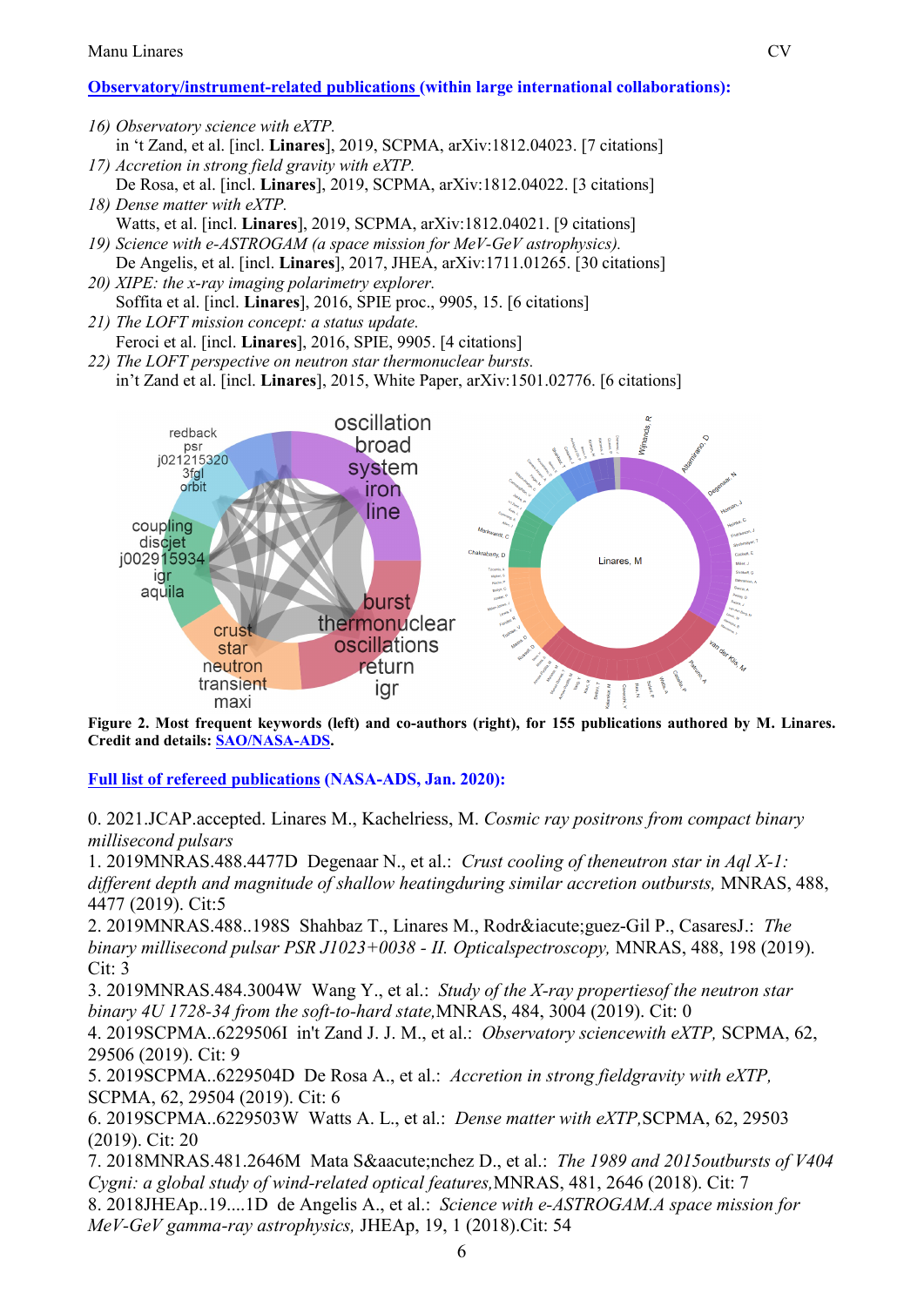**[Observatory/instrument-related publications](#) (within large international collaborations):**

16) *Observatory science with eXTP.*
    in 't Zand, et al. [incl. **Linares**], 2019, SCPMA, arXiv:1812.04023. [7 citations]
17) *Accretion in strong field gravity with eXTP.*
    De Rosa, et al. [incl. **Linares**], 2019, SCPMA, arXiv:1812.04022. [3 citations]
18) *Dense matter with eXTP.*
    Watts, et al. [incl. **Linares**], 2019, SCPMA, arXiv:1812.04021. [9 citations]
19) *Science with e-ASTROGAM (a space mission for MeV-GeV astrophysics).*
    De Angelis, et al. [incl. **Linares**], 2017, JHEA, arXiv:1711.01265. [30 citations]
20) *XIPE: the x-ray imaging polarimetry explorer.*
    Soffita et al. [incl. **Linares**], 2016, SPIE proc., 9905, 15. [6 citations]
21) *The LOFT mission concept: a status update.*
    Feroci et al. [incl. **Linares**], 2016, SPIE, 9905. [4 citations]
22) *The LOFT perspective on neutron star thermonuclear bursts.*
    in't Zand et al. [incl. **Linares**], 2015, White Paper, arXiv:1501.02776. [6 citations]

**Figure 2. Most frequent keywords (left) and co-authors (right), for 155 publications authored by M. Linares. Credit and details: [SAO/NASA-ADS](#).**

**[Full list of refereed publications](#) (NASA-ADS, Jan. 2020):**

0. 2021.JCAP.accepted. Linares M., Kachelriess, M. *Cosmic ray positrons from compact binary millisecond pulsars*

1. 2019MNRAS.488.4477D Degenaar N., et al.: *Crust cooling of theneutron star in Aql X-1: different depth and magnitude of shallow heatingduring similar accretion outbursts,* MNRAS, 488, 4477 (2019). Cit:5

2. 2019MNRAS.488..198S Shahbaz T., Linares M., Rodr&iacute;guez-Gil P., CasaresJ.: *The binary millisecond pulsar PSR J1023+0038 - II. Opticalspectroscopy,* MNRAS, 488, 198 (2019). Cit: 3

3. 2019MNRAS.484.3004W Wang Y., et al.: *Study of the X-ray propertiesof the neutron star binary 4U 1728-34 from the soft-to-hard state,*MNRAS, 484, 3004 (2019). Cit: 0

4. 2019SCPMA..6229506I in't Zand J. J. M., et al.: *Observatory sciencewith eXTP,* SCPMA, 62, 29506 (2019). Cit: 9

5. 2019SCPMA..6229504D De Rosa A., et al.: *Accretion in strong fieldgravity with eXTP,* SCPMA, 62, 29504 (2019). Cit: 6

6. 2019SCPMA..6229503W Watts A. L., et al.: *Dense matter with eXTP,*SCPMA, 62, 29503 (2019). Cit: 20

7. 2018MNRAS.481.2646M Mata S&aacute;nchez D., et al.: *The 1989 and 2015outbursts of V404 Cygni: a global study of wind-related optical features,*MNRAS, 481, 2646 (2018). Cit: 7

8. 2018JHEAp..19....1D de Angelis A., et al.: *Science with e-ASTROGAM.A space mission for MeV-GeV gamma-ray astrophysics,* JHEAp, 19, 1 (2018).Cit: 54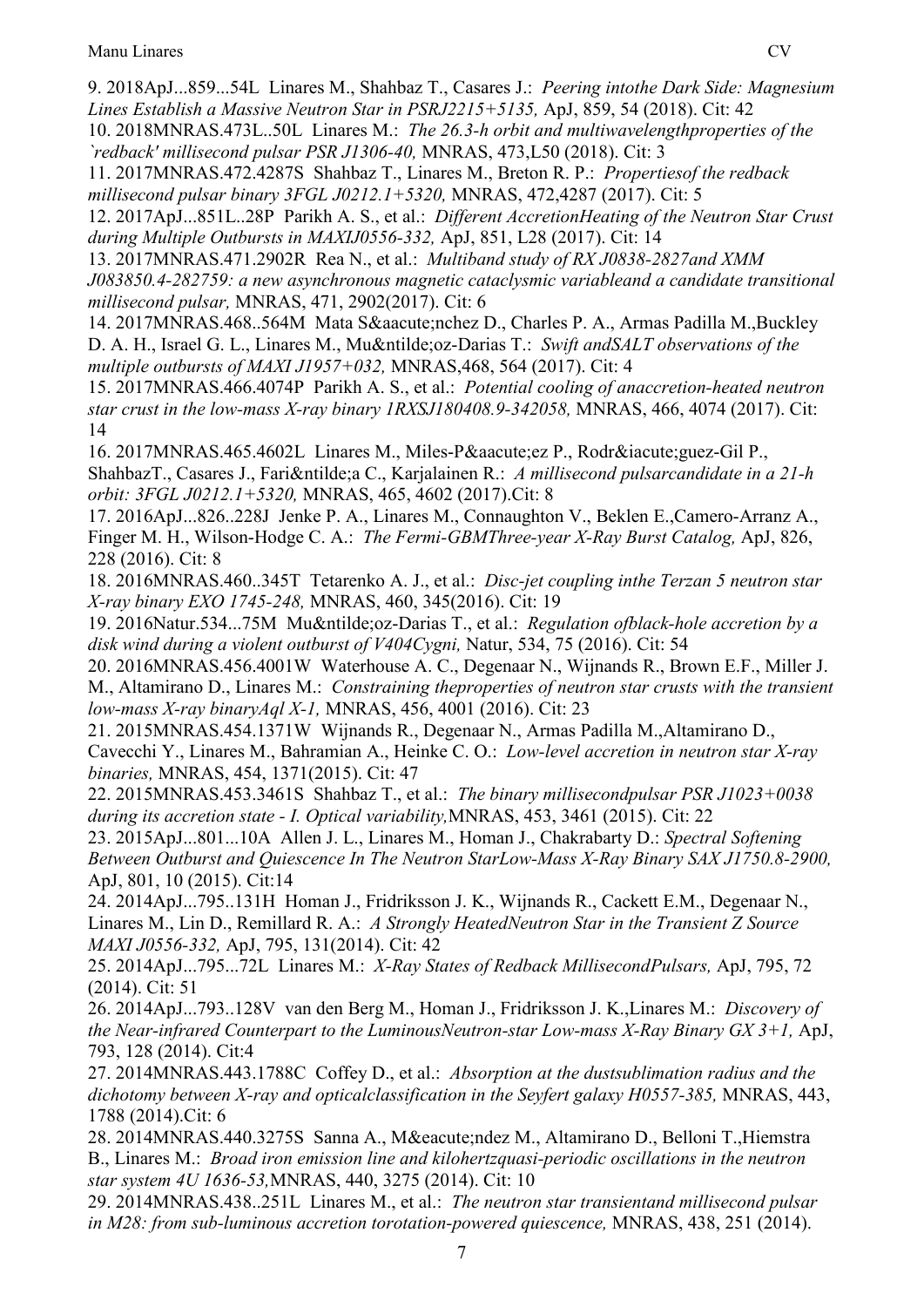9. 2018ApJ...859...54L Linares M., Shahbaz T., Casares J.: *Peering intothe Dark Side: Magnesium Lines Establish a Massive Neutron Star in PSRJ2215+5135,* ApJ, 859, 54 (2018). Cit: 42

10. 2018MNRAS.473L..50L Linares M.: *The 26.3-h orbit and multiwavelengthproperties of the `redback' millisecond pulsar PSR J1306-40,* MNRAS, 473,L50 (2018). Cit: 3

11. 2017MNRAS.472.4287S Shahbaz T., Linares M., Breton R. P.: *Propertiesof the redback millisecond pulsar binary 3FGL J0212.1+5320,* MNRAS, 472,4287 (2017). Cit: 5

12. 2017ApJ...851L..28P Parikh A. S., et al.: *Different AccretionHeating of the Neutron Star Crust during Multiple Outbursts in MAXIJ0556-332,* ApJ, 851, L28 (2017). Cit: 14

13. 2017MNRAS.471.2902R Rea N., et al.: *Multiband study of RX J0838-2827and XMM J083850.4-282759: a new asynchronous magnetic cataclysmic variableand a candidate transitional millisecond pulsar,* MNRAS, 471, 2902(2017). Cit: 6

14. 2017MNRAS.468..564M Mata S&aacute;nchez D., Charles P. A., Armas Padilla M.,Buckley D. A. H., Israel G. L., Linares M., Mu&ntilde;oz-Darias T.: *Swift andSALT observations of the multiple outbursts of MAXI J1957+032,* MNRAS,468, 564 (2017). Cit: 4

15. 2017MNRAS.466.4074P Parikh A. S., et al.: *Potential cooling of anaccretion-heated neutron star crust in the low-mass X-ray binary 1RXSJ180408.9-342058,* MNRAS, 466, 4074 (2017). Cit: 14

16. 2017MNRAS.465.4602L Linares M., Miles-P&aacute;ez P., Rodr&iacute;guez-Gil P., ShahbazT., Casares J., Fari&ntilde;a C., Karjalainen R.: *A millisecond pulsarcandidate in a 21-h orbit: 3FGL J0212.1+5320,* MNRAS, 465, 4602 (2017).Cit: 8

17. 2016ApJ...826..228J Jenke P. A., Linares M., Connaughton V., Beklen E.,Camero-Arranz A., Finger M. H., Wilson-Hodge C. A.: *The Fermi-GBMThree-year X-Ray Burst Catalog,* ApJ, 826, 228 (2016). Cit: 8

18. 2016MNRAS.460..345T Tetarenko A. J., et al.: *Disc-jet coupling inthe Terzan 5 neutron star X-ray binary EXO 1745-248,* MNRAS, 460, 345(2016). Cit: 19

19. 2016Natur.534...75M Mu&ntilde;oz-Darias T., et al.: *Regulation ofblack-hole accretion by a disk wind during a violent outburst of V404Cygni,* Natur, 534, 75 (2016). Cit: 54

20. 2016MNRAS.456.4001W Waterhouse A. C., Degenaar N., Wijnands R., Brown E.F., Miller J. M., Altamirano D., Linares M.: *Constraining theproperties of neutron star crusts with the transient low-mass X-ray binaryAql X-1,* MNRAS, 456, 4001 (2016). Cit: 23

21. 2015MNRAS.454.1371W Wijnands R., Degenaar N., Armas Padilla M.,Altamirano D., Cavecchi Y., Linares M., Bahramian A., Heinke C. O.: *Low-level accretion in neutron star X-ray binaries,* MNRAS, 454, 1371(2015). Cit: 47

22. 2015MNRAS.453.3461S Shahbaz T., et al.: *The binary millisecondpulsar PSR J1023+0038 during its accretion state - I. Optical variability,*MNRAS, 453, 3461 (2015). Cit: 22

23. 2015ApJ...801...10A Allen J. L., Linares M., Homan J., Chakrabarty D.: *Spectral Softening Between Outburst and Quiescence In The Neutron StarLow-Mass X-Ray Binary SAX J1750.8-2900,* ApJ, 801, 10 (2015). Cit:14

24. 2014ApJ...795..131H Homan J., Fridriksson J. K., Wijnands R., Cackett E.M., Degenaar N., Linares M., Lin D., Remillard R. A.: *A Strongly HeatedNeutron Star in the Transient Z Source MAXI J0556-332,* ApJ, 795, 131(2014). Cit: 42

25. 2014ApJ...795...72L Linares M.: *X-Ray States of Redback MillisecondPulsars,* ApJ, 795, 72 (2014). Cit: 51

26. 2014ApJ...793..128V van den Berg M., Homan J., Fridriksson J. K.,Linares M.: *Discovery of the Near-infrared Counterpart to the LuminousNeutron-star Low-mass X-Ray Binary GX 3+1,* ApJ, 793, 128 (2014). Cit:4

27. 2014MNRAS.443.1788C Coffey D., et al.: *Absorption at the dustsublimation radius and the dichotomy between X-ray and opticalclassification in the Seyfert galaxy H0557-385,* MNRAS, 443, 1788 (2014).Cit: 6

28. 2014MNRAS.440.3275S Sanna A., M&eacute;ndez M., Altamirano D., Belloni T.,Hiemstra B., Linares M.: *Broad iron emission line and kilohertzquasi-periodic oscillations in the neutron star system 4U 1636-53,*MNRAS, 440, 3275 (2014). Cit: 10

29. 2014MNRAS.438..251L Linares M., et al.: *The neutron star transientand millisecond pulsar in M28: from sub-luminous accretion torotation-powered quiescence,* MNRAS, 438, 251 (2014).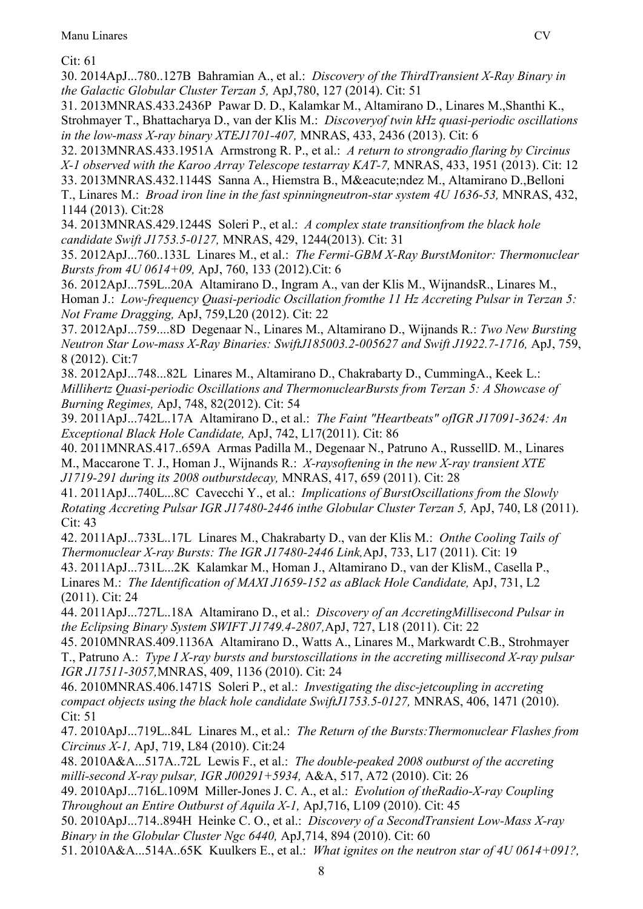Cit: 61

30. 2014ApJ...780..127B Bahramian A., et al.: *Discovery of the ThirdTransient X-Ray Binary in the Galactic Globular Cluster Terzan 5,* ApJ,780, 127 (2014). Cit: 51

31. 2013MNRAS.433.2436P Pawar D. D., Kalamkar M., Altamirano D., Linares M.,Shanthi K., Strohmayer T., Bhattacharya D., van der Klis M.: *Discoveryof twin kHz quasi-periodic oscillations in the low-mass X-ray binary XTEJ1701-407,* MNRAS, 433, 2436 (2013). Cit: 6

32. 2013MNRAS.433.1951A Armstrong R. P., et al.: *A return to strongradio flaring by Circinus X-1 observed with the Karoo Array Telescope testarray KAT-7,* MNRAS, 433, 1951 (2013). Cit: 12

33. 2013MNRAS.432.1144S Sanna A., Hiemstra B., M&eacute;ndez M., Altamirano D.,Belloni T., Linares M.: *Broad iron line in the fast spinningneutron-star system 4U 1636-53,* MNRAS, 432, 1144 (2013). Cit:28

34. 2013MNRAS.429.1244S Soleri P., et al.: *A complex state transitionfrom the black hole candidate Swift J1753.5-0127,* MNRAS, 429, 1244(2013). Cit: 31

35. 2012ApJ...760..133L Linares M., et al.: *The Fermi-GBM X-Ray BurstMonitor: Thermonuclear Bursts from 4U 0614+09,* ApJ, 760, 133 (2012).Cit: 6

36. 2012ApJ...759L..20A Altamirano D., Ingram A., van der Klis M., WijnandsR., Linares M., Homan J.: *Low-frequency Quasi-periodic Oscillation fromthe 11 Hz Accreting Pulsar in Terzan 5: Not Frame Dragging,* ApJ, 759,L20 (2012). Cit: 22

37. 2012ApJ...759....8D Degenaar N., Linares M., Altamirano D., Wijnands R.: *Two New Bursting Neutron Star Low-mass X-Ray Binaries: SwiftJ185003.2-005627 and Swift J1922.7-1716,* ApJ, 759, 8 (2012). Cit:7

38. 2012ApJ...748...82L Linares M., Altamirano D., Chakrabarty D., CummingA., Keek L.: *Millihertz Quasi-periodic Oscillations and ThermonuclearBursts from Terzan 5: A Showcase of Burning Regimes,* ApJ, 748, 82(2012). Cit: 54

39. 2011ApJ...742L..17A Altamirano D., et al.: *The Faint "Heartbeats" ofIGR J17091-3624: An Exceptional Black Hole Candidate,* ApJ, 742, L17(2011). Cit: 86

40. 2011MNRAS.417..659A Armas Padilla M., Degenaar N., Patruno A., RussellD. M., Linares M., Maccarone T. J., Homan J., Wijnands R.: *X-raysoftening in the new X-ray transient XTE J1719-291 during its 2008 outburstdecay,* MNRAS, 417, 659 (2011). Cit: 28

41. 2011ApJ...740L...8C Cavecchi Y., et al.: *Implications of BurstOscillations from the Slowly Rotating Accreting Pulsar IGR J17480-2446 inthe Globular Cluster Terzan 5,* ApJ, 740, L8 (2011). Cit: 43

42. 2011ApJ...733L..17L Linares M., Chakrabarty D., van der Klis M.: *Onthe Cooling Tails of Thermonuclear X-ray Bursts: The IGR J17480-2446 Link,*ApJ, 733, L17 (2011). Cit: 19

43. 2011ApJ...731L...2K Kalamkar M., Homan J., Altamirano D., van der KlisM., Casella P., Linares M.: *The Identification of MAXI J1659-152 as aBlack Hole Candidate,* ApJ, 731, L2 (2011). Cit: 24

44. 2011ApJ...727L..18A Altamirano D., et al.: *Discovery of an AccretingMillisecond Pulsar in the Eclipsing Binary System SWIFT J1749.4-2807,*ApJ, 727, L18 (2011). Cit: 22

45. 2010MNRAS.409.1136A Altamirano D., Watts A., Linares M., Markwardt C.B., Strohmayer T., Patruno A.: *Type I X-ray bursts and burstoscillations in the accreting millisecond X-ray pulsar IGR J17511-3057,*MNRAS, 409, 1136 (2010). Cit: 24

46. 2010MNRAS.406.1471S Soleri P., et al.: *Investigating the disc-jetcoupling in accreting compact objects using the black hole candidate SwiftJ1753.5-0127,* MNRAS, 406, 1471 (2010). Cit: 51

47. 2010ApJ...719L..84L Linares M., et al.: *The Return of the Bursts:Thermonuclear Flashes from Circinus X-1,* ApJ, 719, L84 (2010). Cit:24

48. 2010A&A...517A..72L Lewis F., et al.: *The double-peaked 2008 outburst of the accreting milli-second X-ray pulsar, IGR J00291+5934,* A&A, 517, A72 (2010). Cit: 26

49. 2010ApJ...716L.109M Miller-Jones J. C. A., et al.: *Evolution of theRadio-X-ray Coupling Throughout an Entire Outburst of Aquila X-1,* ApJ,716, L109 (2010). Cit: 45

50. 2010ApJ...714..894H Heinke C. O., et al.: *Discovery of a SecondTransient Low-Mass X-ray Binary in the Globular Cluster Ngc 6440,* ApJ,714, 894 (2010). Cit: 60

51. 2010A&A...514A..65K Kuulkers E., et al.: *What ignites on the neutron star of 4U 0614+091?,*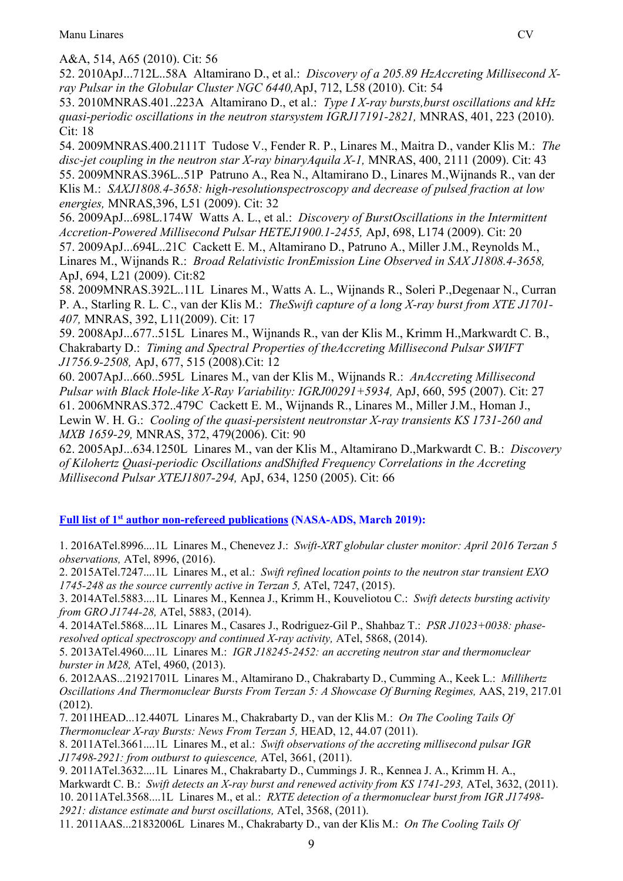A&A, 514, A65 (2010). Cit: 56

52. 2010ApJ...712L..58A Altamirano D., et al.: *Discovery of a 205.89 HzAccreting Millisecond X-ray Pulsar in the Globular Cluster NGC 6440,*ApJ, 712, L58 (2010). Cit: 54

53. 2010MNRAS.401..223A Altamirano D., et al.: *Type I X-ray bursts,burst oscillations and kHz quasi-periodic oscillations in the neutron starsystem IGRJ17191-2821,* MNRAS, 401, 223 (2010). Cit: 18

54. 2009MNRAS.400.2111T Tudose V., Fender R. P., Linares M., Maitra D., vander Klis M.: *The disc-jet coupling in the neutron star X-ray binaryAquila X-1,* MNRAS, 400, 2111 (2009). Cit: 43

55. 2009MNRAS.396L..51P Patruno A., Rea N., Altamirano D., Linares M.,Wijnands R., van der Klis M.: *SAXJ1808.4-3658: high-resolutionspectroscopy and decrease of pulsed fraction at low energies,* MNRAS,396, L51 (2009). Cit: 32

56. 2009ApJ...698L.174W Watts A. L., et al.: *Discovery of BurstOscillations in the Intermittent Accretion-Powered Millisecond Pulsar HETEJ1900.1-2455,* ApJ, 698, L174 (2009). Cit: 20

57. 2009ApJ...694L..21C Cackett E. M., Altamirano D., Patruno A., Miller J.M., Reynolds M., Linares M., Wijnands R.: *Broad Relativistic IronEmission Line Observed in SAX J1808.4-3658,* ApJ, 694, L21 (2009). Cit:82

58. 2009MNRAS.392L..11L Linares M., Watts A. L., Wijnands R., Soleri P.,Degenaar N., Curran P. A., Starling R. L. C., van der Klis M.: *TheSwift capture of a long X-ray burst from XTE J1701-407,* MNRAS, 392, L11(2009). Cit: 17

59. 2008ApJ...677..515L Linares M., Wijnands R., van der Klis M., Krimm H.,Markwardt C. B., Chakrabarty D.: *Timing and Spectral Properties of theAccreting Millisecond Pulsar SWIFT J1756.9-2508,* ApJ, 677, 515 (2008).Cit: 12

60. 2007ApJ...660..595L Linares M., van der Klis M., Wijnands R.: *AnAccreting Millisecond Pulsar with Black Hole-like X-Ray Variability: IGRJ00291+5934,* ApJ, 660, 595 (2007). Cit: 27

61. 2006MNRAS.372..479C Cackett E. M., Wijnands R., Linares M., Miller J.M., Homan J., Lewin W. H. G.: *Cooling of the quasi-persistent neutronstar X-ray transients KS 1731-260 and MXB 1659-29,* MNRAS, 372, 479(2006). Cit: 90

62. 2005ApJ...634.1250L Linares M., van der Klis M., Altamirano D.,Markwardt C. B.: *Discovery of Kilohertz Quasi-periodic Oscillations andShifted Frequency Correlations in the Accreting Millisecond Pulsar XTEJ1807-294,* ApJ, 634, 1250 (2005). Cit: 66

**Full list of 1st author non-refereed publications (NASA-ADS, March 2019):**

1. 2016ATel.8996....1L Linares M., Chenevez J.: *Swift-XRT globular cluster monitor: April 2016 Terzan 5 observations,* ATel, 8996, (2016).
2. 2015ATel.7247....1L Linares M., et al.: *Swift refined location points to the neutron star transient EXO 1745-248 as the source currently active in Terzan 5,* ATel, 7247, (2015).
3. 2014ATel.5883....1L Linares M., Kennea J., Krimm H., Kouveliotou C.: *Swift detects bursting activity from GRO J1744-28,* ATel, 5883, (2014).
4. 2014ATel.5868....1L Linares M., Casares J., Rodriguez-Gil P., Shahbaz T.: *PSR J1023+0038: phase-resolved optical spectroscopy and continued X-ray activity,* ATel, 5868, (2014).
5. 2013ATel.4960....1L Linares M.: *IGR J18245-2452: an accreting neutron star and thermonuclear burster in M28,* ATel, 4960, (2013).
6. 2012AAS...21921701L Linares M., Altamirano D., Chakrabarty D., Cumming A., Keek L.: *Millihertz Oscillations And Thermonuclear Bursts From Terzan 5: A Showcase Of Burning Regimes,* AAS, 219, 217.01 (2012).
7. 2011HEAD...12.4407L Linares M., Chakrabarty D., van der Klis M.: *On The Cooling Tails Of Thermonuclear X-ray Bursts: News From Terzan 5,* HEAD, 12, 44.07 (2011).
8. 2011ATel.3661....1L Linares M., et al.: *Swift observations of the accreting millisecond pulsar IGR J17498-2921: from outburst to quiescence,* ATel, 3661, (2011).
9. 2011ATel.3632....1L Linares M., Chakrabarty D., Cummings J. R., Kennea J. A., Krimm H. A., Markwardt C. B.: *Swift detects an X-ray burst and renewed activity from KS 1741-293,* ATel, 3632, (2011).
10. 2011ATel.3568....1L Linares M., et al.: *RXTE detection of a thermonuclear burst from IGR J17498-2921: distance estimate and burst oscillations,* ATel, 3568, (2011).
11. 2011AAS...21832006L Linares M., Chakrabarty D., van der Klis M.: *On The Cooling Tails Of*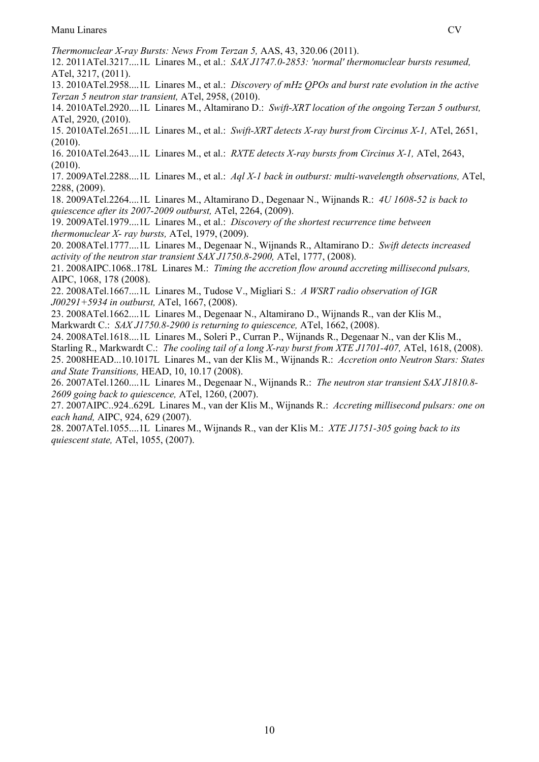*Thermonuclear X-ray Bursts: News From Terzan 5,* AAS, 43, 320.06 (2011).

12. 2011ATel.3217....1L Linares M., et al.: *SAX J1747.0-2853: 'normal' thermonuclear bursts resumed,* ATel, 3217, (2011).

13. 2010ATel.2958....1L Linares M., et al.: *Discovery of mHz QPOs and burst rate evolution in the active Terzan 5 neutron star transient,* ATel, 2958, (2010).

14. 2010ATel.2920....1L Linares M., Altamirano D.: *Swift-XRT location of the ongoing Terzan 5 outburst,* ATel, 2920, (2010).

15. 2010ATel.2651....1L Linares M., et al.: *Swift-XRT detects X-ray burst from Circinus X-1,* ATel, 2651, (2010).

16. 2010ATel.2643....1L Linares M., et al.: *RXTE detects X-ray bursts from Circinus X-1,* ATel, 2643, (2010).

17. 2009ATel.2288....1L Linares M., et al.: *Aql X-1 back in outburst: multi-wavelength observations,* ATel, 2288, (2009).

18. 2009ATel.2264....1L Linares M., Altamirano D., Degenaar N., Wijnands R.: *4U 1608-52 is back to quiescence after its 2007-2009 outburst,* ATel, 2264, (2009).

19. 2009ATel.1979....1L Linares M., et al.: *Discovery of the shortest recurrence time between thermonuclear X- ray bursts,* ATel, 1979, (2009).

20. 2008ATel.1777....1L Linares M., Degenaar N., Wijnands R., Altamirano D.: *Swift detects increased activity of the neutron star transient SAX J1750.8-2900,* ATel, 1777, (2008).

21. 2008AIPC.1068..178L Linares M.: *Timing the accretion flow around accreting millisecond pulsars,* AIPC, 1068, 178 (2008).

22. 2008ATel.1667....1L Linares M., Tudose V., Migliari S.: *A WSRT radio observation of IGR J00291+5934 in outburst,* ATel, 1667, (2008).

23. 2008ATel.1662....1L Linares M., Degenaar N., Altamirano D., Wijnands R., van der Klis M., Markwardt C.: *SAX J1750.8-2900 is returning to quiescence,* ATel, 1662, (2008).

24. 2008ATel.1618....1L Linares M., Soleri P., Curran P., Wijnands R., Degenaar N., van der Klis M., Starling R., Markwardt C.: *The cooling tail of a long X-ray burst from XTE J1701-407,* ATel, 1618, (2008).

25. 2008HEAD...10.1017L Linares M., van der Klis M., Wijnands R.: *Accretion onto Neutron Stars: States and State Transitions,* HEAD, 10, 10.17 (2008).

26. 2007ATel.1260....1L Linares M., Degenaar N., Wijnands R.: *The neutron star transient SAX J1810.8-2609 going back to quiescence,* ATel, 1260, (2007).

27. 2007AIPC..924..629L Linares M., van der Klis M., Wijnands R.: *Accreting millisecond pulsars: one on each hand,* AIPC, 924, 629 (2007).

28. 2007ATel.1055....1L Linares M., Wijnands R., van der Klis M.: *XTE J1751-305 going back to its quiescent state,* ATel, 1055, (2007).